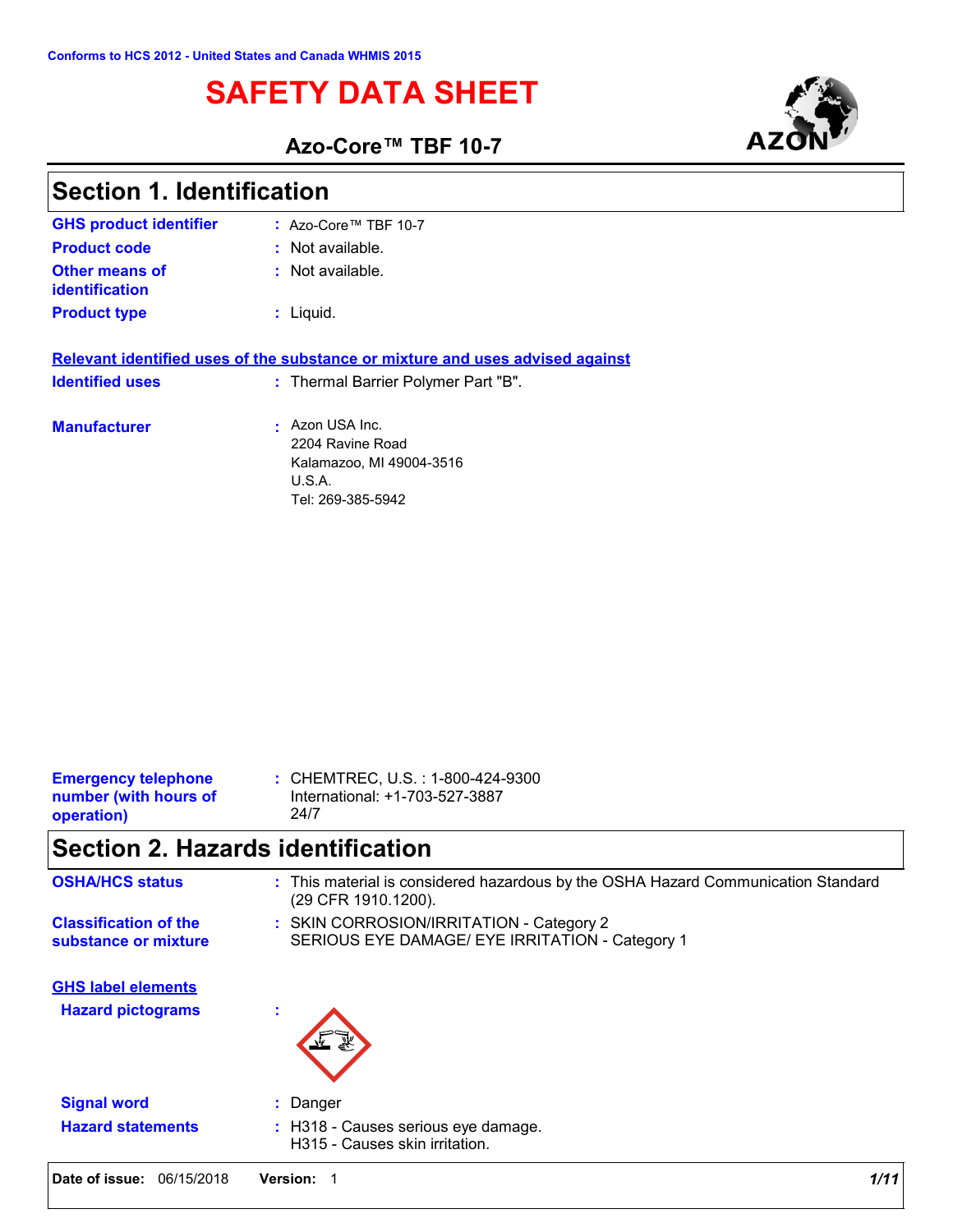Conforms to HCS 2012 - United States and Canada WHMIS 2015

# SAFETY DATA SHEET

**Azo-Core™ TBF 10-7**

## Section 1. Identification

**GHS product identifier** : Azo-Core™ TBF 10-7

**Product code** : Not available.

**Other means of identification** : Not available.

**Product type** : Liquid.

**Relevant identified uses of the substance or mixture and uses advised against**

**Identified uses** : Thermal Barrier Polymer Part "B".

**Manufacturer** : Azon USA Inc.
2204 Ravine Road
Kalamazoo, MI 49004-3516
U.S.A.
Tel: 269-385-5942

**Emergency telephone number (with hours of operation)** : CHEMTREC, U.S. : 1-800-424-9300
International: +1-703-527-3887
24/7

## Section 2. Hazards identification

**OSHA/HCS status** : This material is considered hazardous by the OSHA Hazard Communication Standard (29 CFR 1910.1200).

**Classification of the substance or mixture** : SKIN CORROSION/IRRITATION - Category 2
SERIOUS EYE DAMAGE/ EYE IRRITATION - Category 1

**GHS label elements**

**Hazard pictograms** :

**Signal word** : Danger

**Hazard statements** : H318 - Causes serious eye damage.
H315 - Causes skin irritation.

**Date of issue:** 06/15/2018 **Version:** 1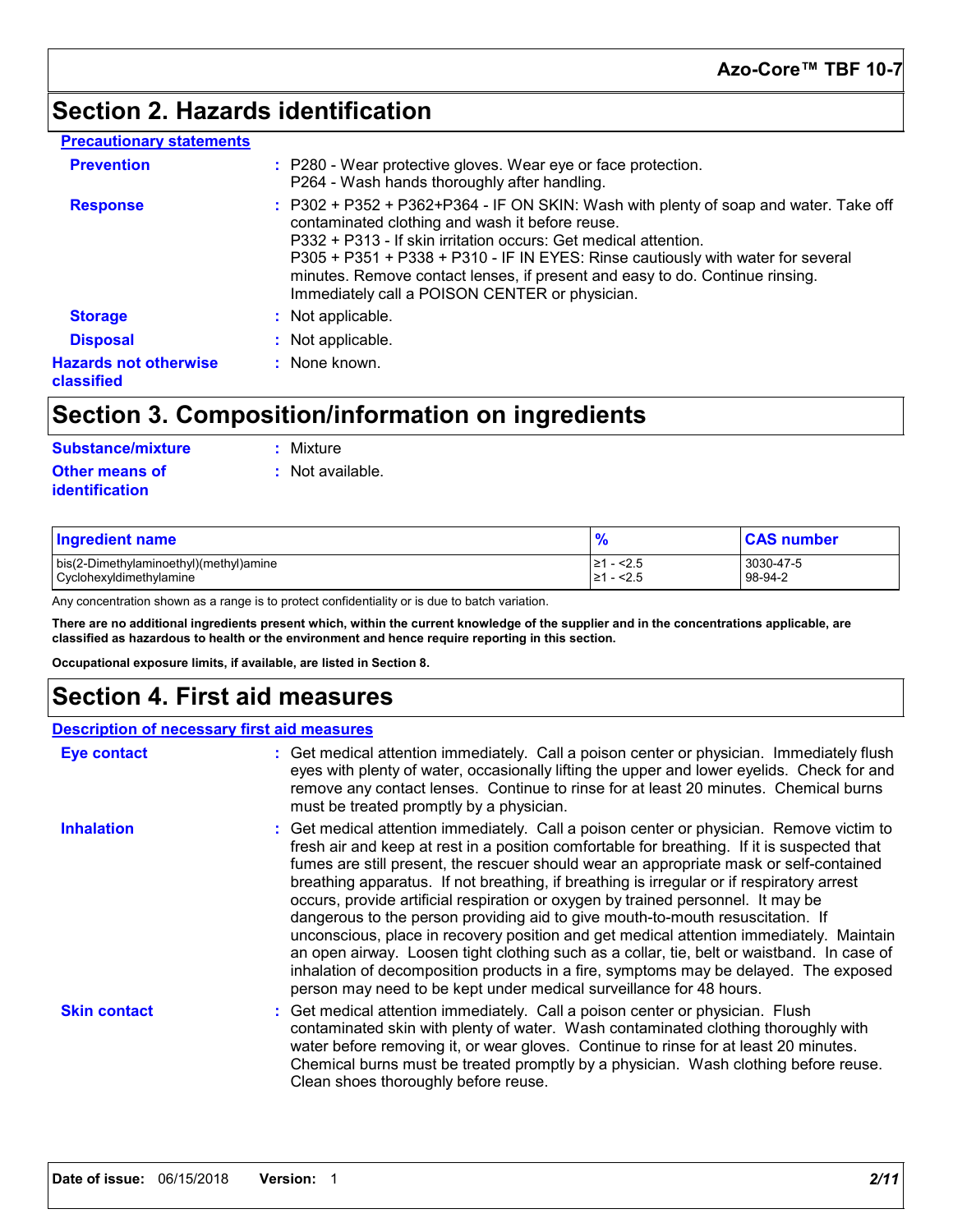# Section 2. Hazards identification

**Precautionary statements**

**Prevention** : P280 - Wear protective gloves. Wear eye or face protection.
P264 - Wash hands thoroughly after handling.

**Response** : P302 + P352 + P362+P364 - IF ON SKIN: Wash with plenty of soap and water. Take off contaminated clothing and wash it before reuse.
P332 + P313 - If skin irritation occurs: Get medical attention.
P305 + P351 + P338 + P310 - IF IN EYES: Rinse cautiously with water for several minutes. Remove contact lenses, if present and easy to do. Continue rinsing. Immediately call a POISON CENTER or physician.

**Storage** : Not applicable.

**Disposal** : Not applicable.

**Hazards not otherwise classified** : None known.

# Section 3. Composition/information on ingredients

**Substance/mixture** : Mixture

**Other means of identification** : Not available.

| Ingredient name | % | CAS number |
|---|---|---|
| bis(2-Dimethylaminoethyl)(methyl)amine | ≥1 - <2.5 | 3030-47-5 |
| Cyclohexyldimethylamine | ≥1 - <2.5 | 98-94-2 |

Any concentration shown as a range is to protect confidentiality or is due to batch variation.

**There are no additional ingredients present which, within the current knowledge of the supplier and in the concentrations applicable, are classified as hazardous to health or the environment and hence require reporting in this section.**

**Occupational exposure limits, if available, are listed in Section 8.**

# Section 4. First aid measures

**Description of necessary first aid measures**

**Eye contact** : Get medical attention immediately. Call a poison center or physician. Immediately flush eyes with plenty of water, occasionally lifting the upper and lower eyelids. Check for and remove any contact lenses. Continue to rinse for at least 20 minutes. Chemical burns must be treated promptly by a physician.

**Inhalation** : Get medical attention immediately. Call a poison center or physician. Remove victim to fresh air and keep at rest in a position comfortable for breathing. If it is suspected that fumes are still present, the rescuer should wear an appropriate mask or self-contained breathing apparatus. If not breathing, if breathing is irregular or if respiratory arrest occurs, provide artificial respiration or oxygen by trained personnel. It may be dangerous to the person providing aid to give mouth-to-mouth resuscitation. If unconscious, place in recovery position and get medical attention immediately. Maintain an open airway. Loosen tight clothing such as a collar, tie, belt or waistband. In case of inhalation of decomposition products in a fire, symptoms may be delayed. The exposed person may need to be kept under medical surveillance for 48 hours.

**Skin contact** : Get medical attention immediately. Call a poison center or physician. Flush contaminated skin with plenty of water. Wash contaminated clothing thoroughly with water before removing it, or wear gloves. Continue to rinse for at least 20 minutes. Chemical burns must be treated promptly by a physician. Wash clothing before reuse. Clean shoes thoroughly before reuse.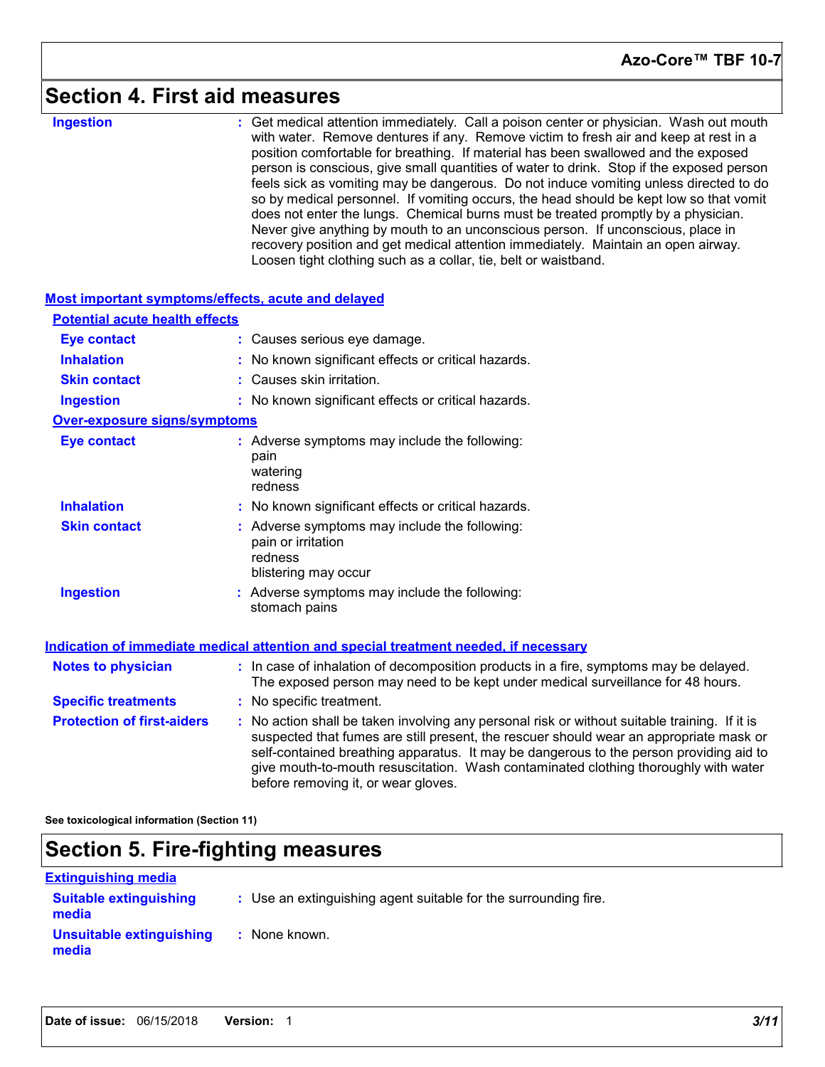# Section 4. First aid measures

**Ingestion** : Get medical attention immediately. Call a poison center or physician. Wash out mouth with water. Remove dentures if any. Remove victim to fresh air and keep at rest in a position comfortable for breathing. If material has been swallowed and the exposed person is conscious, give small quantities of water to drink. Stop if the exposed person feels sick as vomiting may be dangerous. Do not induce vomiting unless directed to do so by medical personnel. If vomiting occurs, the head should be kept low so that vomit does not enter the lungs. Chemical burns must be treated promptly by a physician. Never give anything by mouth to an unconscious person. If unconscious, place in recovery position and get medical attention immediately. Maintain an open airway. Loosen tight clothing such as a collar, tie, belt or waistband.

## Most important symptoms/effects, acute and delayed

### Potential acute health effects

**Eye contact** : Causes serious eye damage.

**Inhalation** : No known significant effects or critical hazards.

**Skin contact** : Causes skin irritation.

**Ingestion** : No known significant effects or critical hazards.

### Over-exposure signs/symptoms

**Eye contact** : Adverse symptoms may include the following:
pain
watering
redness

**Inhalation** : No known significant effects or critical hazards.

**Skin contact** : Adverse symptoms may include the following:
pain or irritation
redness
blistering may occur

**Ingestion** : Adverse symptoms may include the following:
stomach pains

## Indication of immediate medical attention and special treatment needed, if necessary

**Notes to physician** : In case of inhalation of decomposition products in a fire, symptoms may be delayed. The exposed person may need to be kept under medical surveillance for 48 hours.

**Specific treatments** : No specific treatment.

**Protection of first-aiders** : No action shall be taken involving any personal risk or without suitable training. If it is suspected that fumes are still present, the rescuer should wear an appropriate mask or self-contained breathing apparatus. It may be dangerous to the person providing aid to give mouth-to-mouth resuscitation. Wash contaminated clothing thoroughly with water before removing it, or wear gloves.

**See toxicological information (Section 11)**

# Section 5. Fire-fighting measures

## Extinguishing media

**Suitable extinguishing media** : Use an extinguishing agent suitable for the surrounding fire.

**Unsuitable extinguishing media** : None known.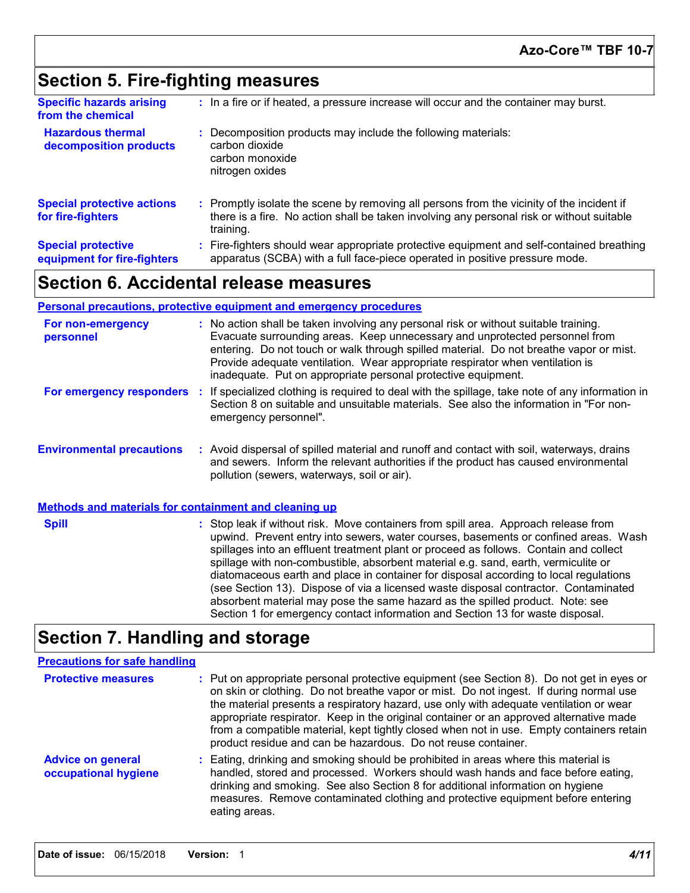## Section 5. Fire-fighting measures

**Specific hazards arising from the chemical** : In a fire or if heated, a pressure increase will occur and the container may burst.

**Hazardous thermal decomposition products** : Decomposition products may include the following materials:
carbon dioxide
carbon monoxide
nitrogen oxides

**Special protective actions for fire-fighters** : Promptly isolate the scene by removing all persons from the vicinity of the incident if there is a fire. No action shall be taken involving any personal risk or without suitable training.

**Special protective equipment for fire-fighters** : Fire-fighters should wear appropriate protective equipment and self-contained breathing apparatus (SCBA) with a full face-piece operated in positive pressure mode.

## Section 6. Accidental release measures

### Personal precautions, protective equipment and emergency procedures

**For non-emergency personnel** : No action shall be taken involving any personal risk or without suitable training. Evacuate surrounding areas. Keep unnecessary and unprotected personnel from entering. Do not touch or walk through spilled material. Do not breathe vapor or mist. Provide adequate ventilation. Wear appropriate respirator when ventilation is inadequate. Put on appropriate personal protective equipment.

**For emergency responders** : If specialized clothing is required to deal with the spillage, take note of any information in Section 8 on suitable and unsuitable materials. See also the information in "For non-emergency personnel".

**Environmental precautions** : Avoid dispersal of spilled material and runoff and contact with soil, waterways, drains and sewers. Inform the relevant authorities if the product has caused environmental pollution (sewers, waterways, soil or air).

### Methods and materials for containment and cleaning up

**Spill** : Stop leak if without risk. Move containers from spill area. Approach release from upwind. Prevent entry into sewers, water courses, basements or confined areas. Wash spillages into an effluent treatment plant or proceed as follows. Contain and collect spillage with non-combustible, absorbent material e.g. sand, earth, vermiculite or diatomaceous earth and place in container for disposal according to local regulations (see Section 13). Dispose of via a licensed waste disposal contractor. Contaminated absorbent material may pose the same hazard as the spilled product. Note: see Section 1 for emergency contact information and Section 13 for waste disposal.

## Section 7. Handling and storage

### Precautions for safe handling

**Protective measures** : Put on appropriate personal protective equipment (see Section 8). Do not get in eyes or on skin or clothing. Do not breathe vapor or mist. Do not ingest. If during normal use the material presents a respiratory hazard, use only with adequate ventilation or wear appropriate respirator. Keep in the original container or an approved alternative made from a compatible material, kept tightly closed when not in use. Empty containers retain product residue and can be hazardous. Do not reuse container.

**Advice on general occupational hygiene** : Eating, drinking and smoking should be prohibited in areas where this material is handled, stored and processed. Workers should wash hands and face before eating, drinking and smoking. See also Section 8 for additional information on hygiene measures. Remove contaminated clothing and protective equipment before entering eating areas.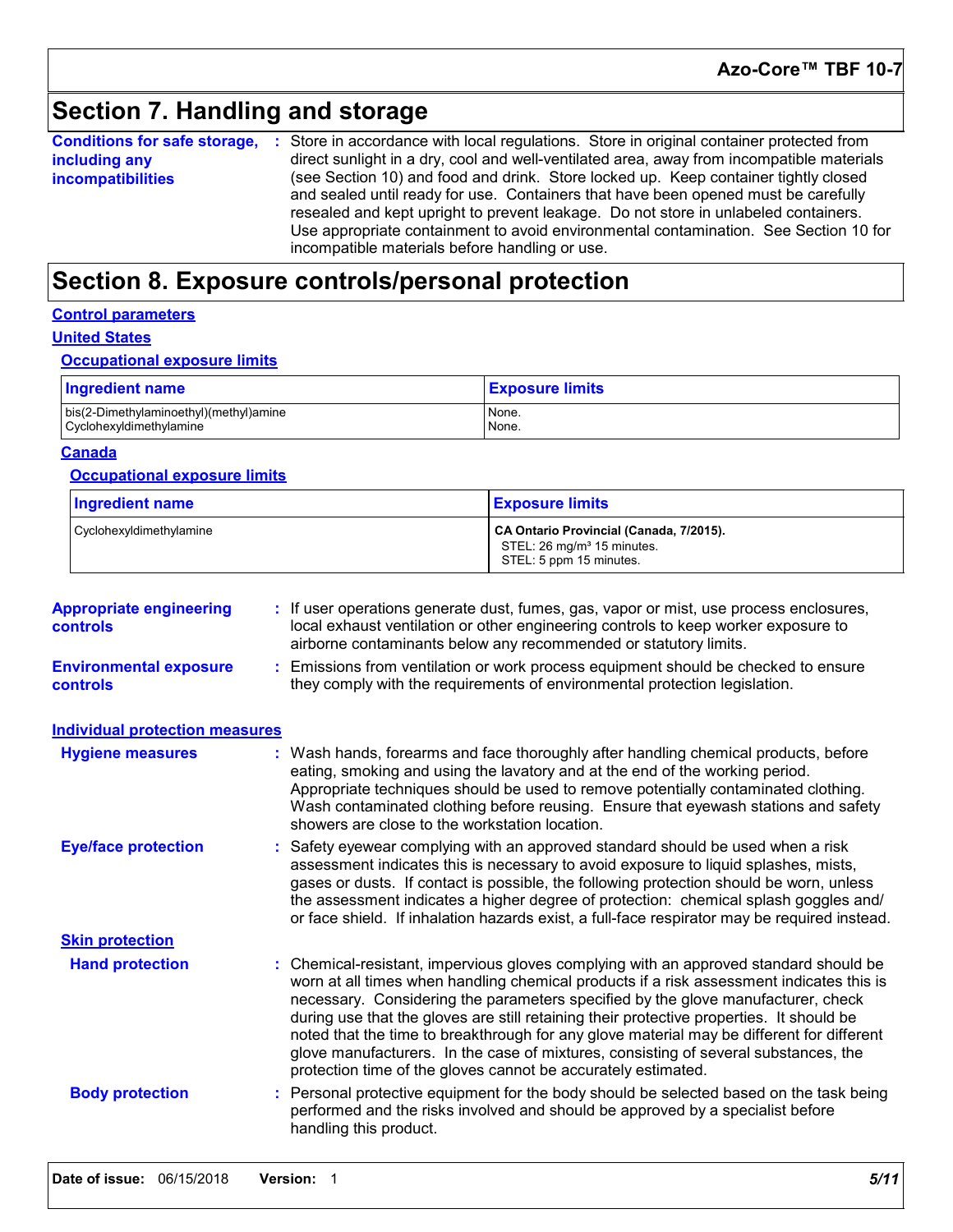## Section 7. Handling and storage

**Conditions for safe storage, including any incompatibilities** : Store in accordance with local regulations. Store in original container protected from direct sunlight in a dry, cool and well-ventilated area, away from incompatible materials (see Section 10) and food and drink. Store locked up. Keep container tightly closed and sealed until ready for use. Containers that have been opened must be carefully resealed and kept upright to prevent leakage. Do not store in unlabeled containers. Use appropriate containment to avoid environmental contamination. See Section 10 for incompatible materials before handling or use.

## Section 8. Exposure controls/personal protection

### Control parameters

#### United States

##### Occupational exposure limits

| Ingredient name | Exposure limits |
| --- | --- |
| bis(2-Dimethylaminoethyl)(methyl)amine | None. |
| Cyclohexyldimethylamine | None. |

#### Canada

##### Occupational exposure limits

| Ingredient name | Exposure limits |
| --- | --- |
| Cyclohexyldimethylamine | **CA Ontario Provincial (Canada, 7/2015).**<br>STEL: 26 mg/m³ 15 minutes.<br>STEL: 5 ppm 15 minutes. |

**Appropriate engineering controls** : If user operations generate dust, fumes, gas, vapor or mist, use process enclosures, local exhaust ventilation or other engineering controls to keep worker exposure to airborne contaminants below any recommended or statutory limits.

**Environmental exposure controls** : Emissions from ventilation or work process equipment should be checked to ensure they comply with the requirements of environmental protection legislation.

### Individual protection measures

**Hygiene measures** : Wash hands, forearms and face thoroughly after handling chemical products, before eating, smoking and using the lavatory and at the end of the working period. Appropriate techniques should be used to remove potentially contaminated clothing. Wash contaminated clothing before reusing. Ensure that eyewash stations and safety showers are close to the workstation location.

**Eye/face protection** : Safety eyewear complying with an approved standard should be used when a risk assessment indicates this is necessary to avoid exposure to liquid splashes, mists, gases or dusts. If contact is possible, the following protection should be worn, unless the assessment indicates a higher degree of protection: chemical splash goggles and/ or face shield. If inhalation hazards exist, a full-face respirator may be required instead.

**Skin protection**

**Hand protection** : Chemical-resistant, impervious gloves complying with an approved standard should be worn at all times when handling chemical products if a risk assessment indicates this is necessary. Considering the parameters specified by the glove manufacturer, check during use that the gloves are still retaining their protective properties. It should be noted that the time to breakthrough for any glove material may be different for different glove manufacturers. In the case of mixtures, consisting of several substances, the protection time of the gloves cannot be accurately estimated.

**Body protection** : Personal protective equipment for the body should be selected based on the task being performed and the risks involved and should be approved by a specialist before handling this product.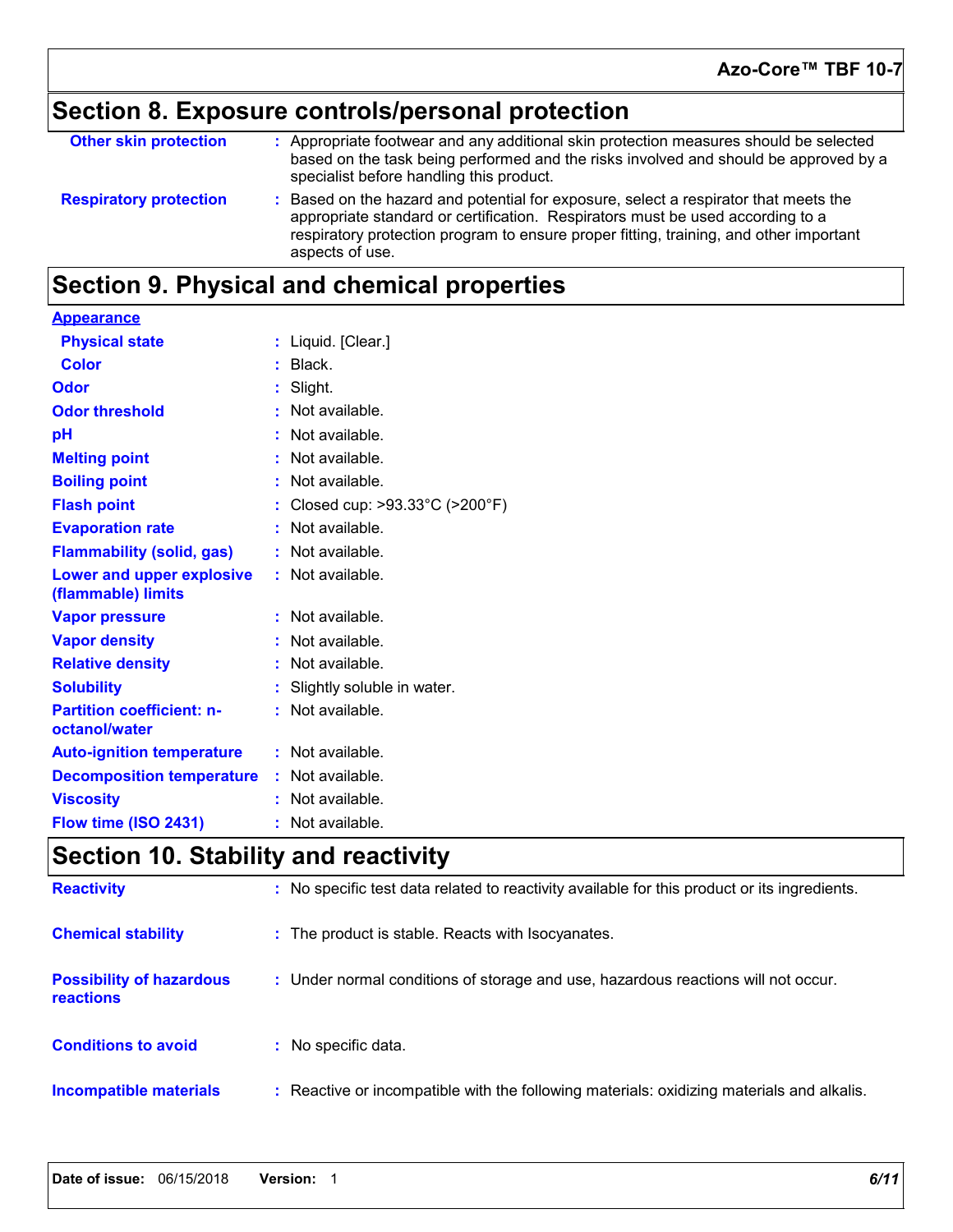## Section 8. Exposure controls/personal protection

| | |
|---|---|
| **Other skin protection** | : Appropriate footwear and any additional skin protection measures should be selected based on the task being performed and the risks involved and should be approved by a specialist before handling this product. |
| **Respiratory protection** | : Based on the hazard and potential for exposure, select a respirator that meets the appropriate standard or certification. Respirators must be used according to a respiratory protection program to ensure proper fitting, training, and other important aspects of use. |

## Section 9. Physical and chemical properties

**Appearance**

| | |
|---|---|
| **Physical state** | : Liquid. [Clear.] |
| **Color** | : Black. |
| **Odor** | : Slight. |
| **Odor threshold** | : Not available. |
| **pH** | : Not available. |
| **Melting point** | : Not available. |
| **Boiling point** | : Not available. |
| **Flash point** | : Closed cup: >93.33°C (>200°F) |
| **Evaporation rate** | : Not available. |
| **Flammability (solid, gas)** | : Not available. |
| **Lower and upper explosive (flammable) limits** | : Not available. |
| **Vapor pressure** | : Not available. |
| **Vapor density** | : Not available. |
| **Relative density** | : Not available. |
| **Solubility** | : Slightly soluble in water. |
| **Partition coefficient: n-octanol/water** | : Not available. |
| **Auto-ignition temperature** | : Not available. |
| **Decomposition temperature** | : Not available. |
| **Viscosity** | : Not available. |
| **Flow time (ISO 2431)** | : Not available. |

## Section 10. Stability and reactivity

| | |
|---|---|
| **Reactivity** | : No specific test data related to reactivity available for this product or its ingredients. |
| **Chemical stability** | : The product is stable. Reacts with Isocyanates. |
| **Possibility of hazardous reactions** | : Under normal conditions of storage and use, hazardous reactions will not occur. |
| **Conditions to avoid** | : No specific data. |
| **Incompatible materials** | : Reactive or incompatible with the following materials: oxidizing materials and alkalis. |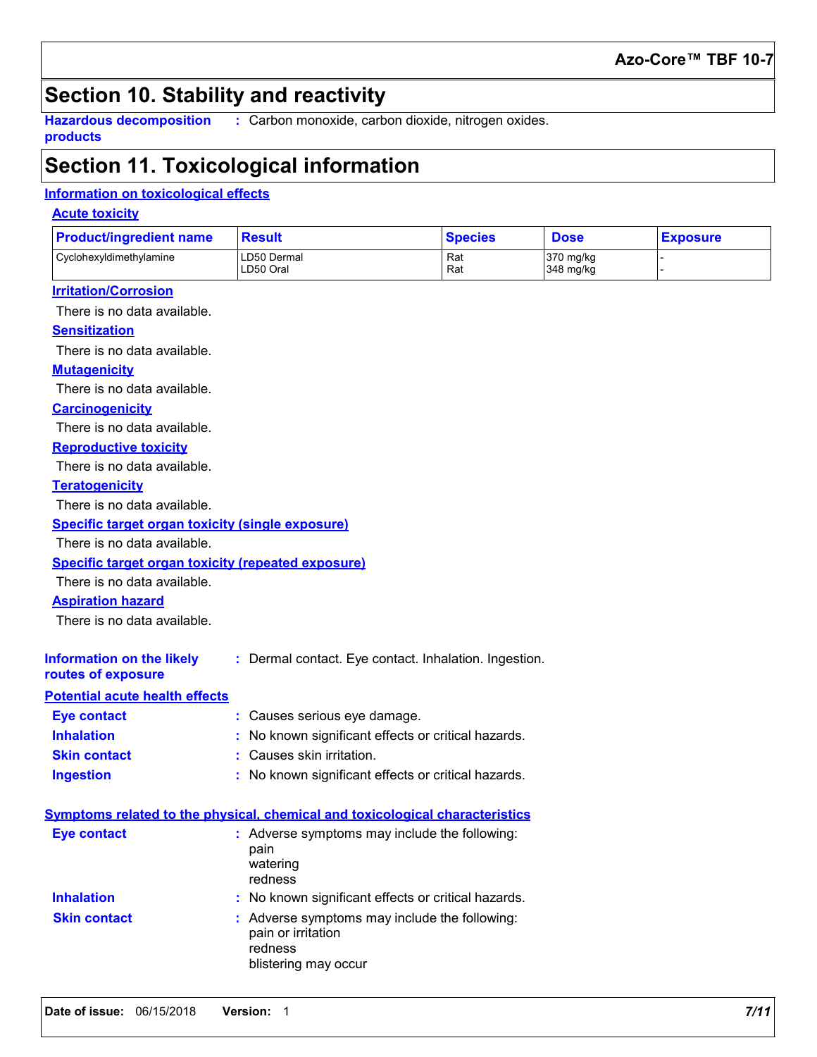# Section 10. Stability and reactivity

**Hazardous decomposition products** : Carbon monoxide, carbon dioxide, nitrogen oxides.

# Section 11. Toxicological information

## Information on toxicological effects

### Acute toxicity

| Product/ingredient name | Result | Species | Dose | Exposure |
|---|---|---|---|---|
| Cyclohexyldimethylamine | LD50 Dermal<br>LD50 Oral | Rat<br>Rat | 370 mg/kg<br>348 mg/kg | -<br>- |

### Irritation/Corrosion

There is no data available.

### Sensitization

There is no data available.

### Mutagenicity

There is no data available.

### Carcinogenicity

There is no data available.

### Reproductive toxicity

There is no data available.

### Teratogenicity

There is no data available.

### Specific target organ toxicity (single exposure)

There is no data available.

### Specific target organ toxicity (repeated exposure)

There is no data available.

### Aspiration hazard

There is no data available.

**Information on the likely routes of exposure** : Dermal contact. Eye contact. Inhalation. Ingestion.

## Potential acute health effects

**Eye contact** : Causes serious eye damage.

**Inhalation** : No known significant effects or critical hazards.

**Skin contact** : Causes skin irritation.

**Ingestion** : No known significant effects or critical hazards.

## Symptoms related to the physical, chemical and toxicological characteristics

**Eye contact** : Adverse symptoms may include the following:
pain
watering
redness

**Inhalation** : No known significant effects or critical hazards.

**Skin contact** : Adverse symptoms may include the following:
pain or irritation
redness
blistering may occur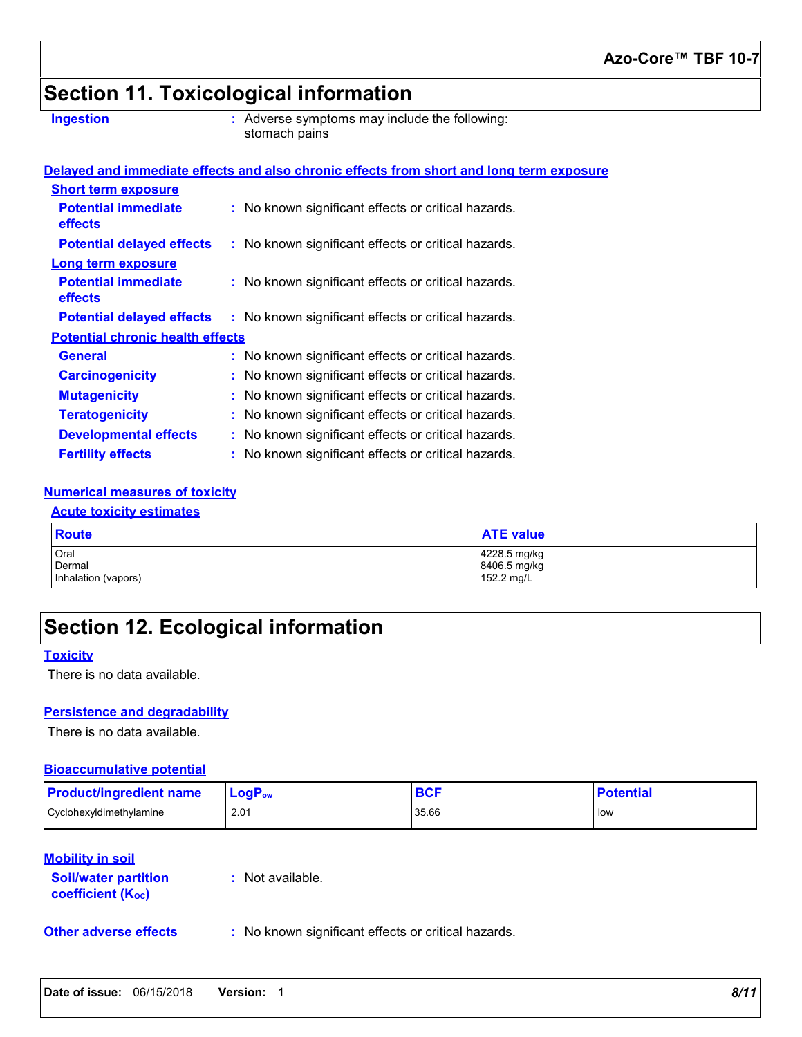## Section 11. Toxicological information

**Ingestion** : Adverse symptoms may include the following:
stomach pains

**Delayed and immediate effects and also chronic effects from short and long term exposure**

**Short term exposure**

**Potential immediate effects** : No known significant effects or critical hazards.

**Potential delayed effects** : No known significant effects or critical hazards.

**Long term exposure**

**Potential immediate effects** : No known significant effects or critical hazards.

**Potential delayed effects** : No known significant effects or critical hazards.

**Potential chronic health effects**

**General** : No known significant effects or critical hazards.

**Carcinogenicity** : No known significant effects or critical hazards.

**Mutagenicity** : No known significant effects or critical hazards.

**Teratogenicity** : No known significant effects or critical hazards.

**Developmental effects** : No known significant effects or critical hazards.

**Fertility effects** : No known significant effects or critical hazards.

**Numerical measures of toxicity**

**Acute toxicity estimates**

| Route | ATE value |
|---|---|
| Oral | 4228.5 mg/kg |
| Dermal | 8406.5 mg/kg |
| Inhalation (vapors) | 152.2 mg/L |

## Section 12. Ecological information

**Toxicity**

There is no data available.

**Persistence and degradability**

There is no data available.

**Bioaccumulative potential**

| Product/ingredient name | $LogP_{ow}$ | BCF | Potential |
|---|---|---|---|
| Cyclohexyldimethylamine | 2.01 | 35.66 | low |

**Mobility in soil**

**Soil/water partition coefficient ($K_{OC}$)** : Not available.

**Other adverse effects** : No known significant effects or critical hazards.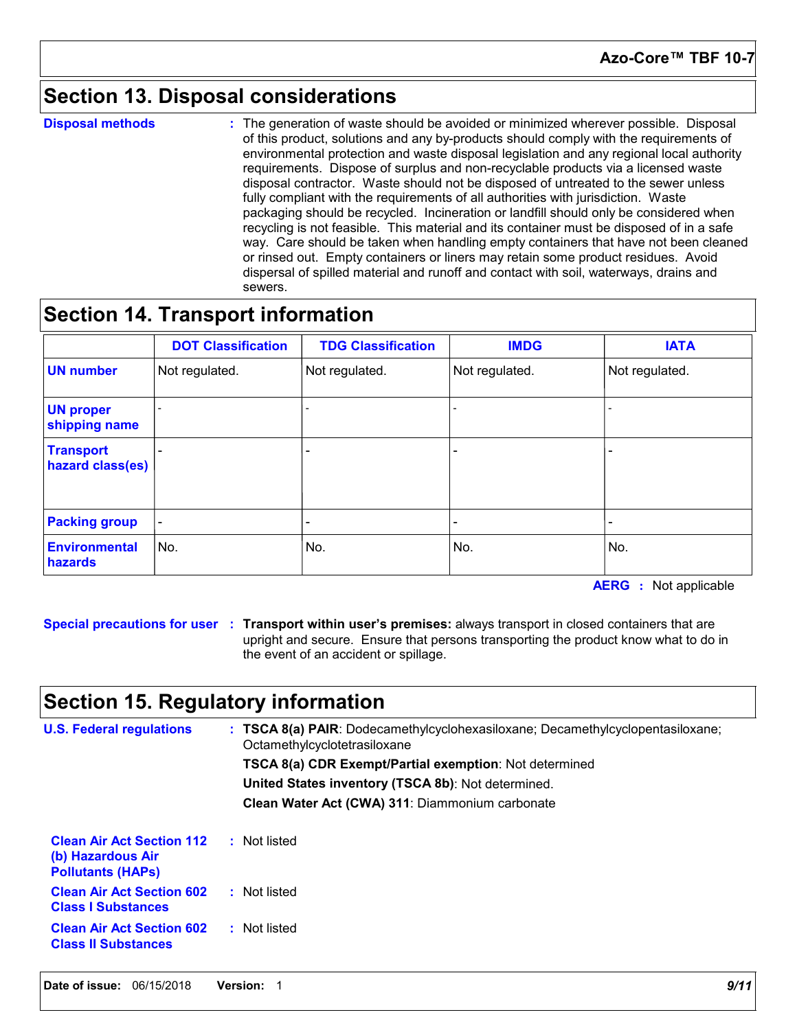## Section 13. Disposal considerations

**Disposal methods** : The generation of waste should be avoided or minimized wherever possible. Disposal of this product, solutions and any by-products should comply with the requirements of environmental protection and waste disposal legislation and any regional local authority requirements. Dispose of surplus and non-recyclable products via a licensed waste disposal contractor. Waste should not be disposed of untreated to the sewer unless fully compliant with the requirements of all authorities with jurisdiction. Waste packaging should be recycled. Incineration or landfill should only be considered when recycling is not feasible. This material and its container must be disposed of in a safe way. Care should be taken when handling empty containers that have not been cleaned or rinsed out. Empty containers or liners may retain some product residues. Avoid dispersal of spilled material and runoff and contact with soil, waterways, drains and sewers.

## Section 14. Transport information

| | DOT Classification | TDG Classification | IMDG | IATA |
|---|---|---|---|---|
| **UN number** | Not regulated. | Not regulated. | Not regulated. | Not regulated. |
| **UN proper shipping name** | - | - | - | - |
| **Transport hazard class(es)** | - | - | - | - |
| **Packing group** | - | - | - | - |
| **Environmental hazards** | No. | No. | No. | No. |

**AERG** : Not applicable

**Special precautions for user** : **Transport within user's premises:** always transport in closed containers that are upright and secure. Ensure that persons transporting the product know what to do in the event of an accident or spillage.

## Section 15. Regulatory information

**U.S. Federal regulations** : **TSCA 8(a) PAIR**: Dodecamethylcyclohexasiloxane; Decamethylcyclopentasiloxane; Octamethylcyclotetrasiloxane

**TSCA 8(a) CDR Exempt/Partial exemption**: Not determined

**United States inventory (TSCA 8b)**: Not determined.

**Clean Water Act (CWA) 311**: Diammonium carbonate

**Clean Air Act Section 112 (b) Hazardous Air Pollutants (HAPs)** : Not listed

**Clean Air Act Section 602 Class I Substances** : Not listed

**Clean Air Act Section 602 Class II Substances** : Not listed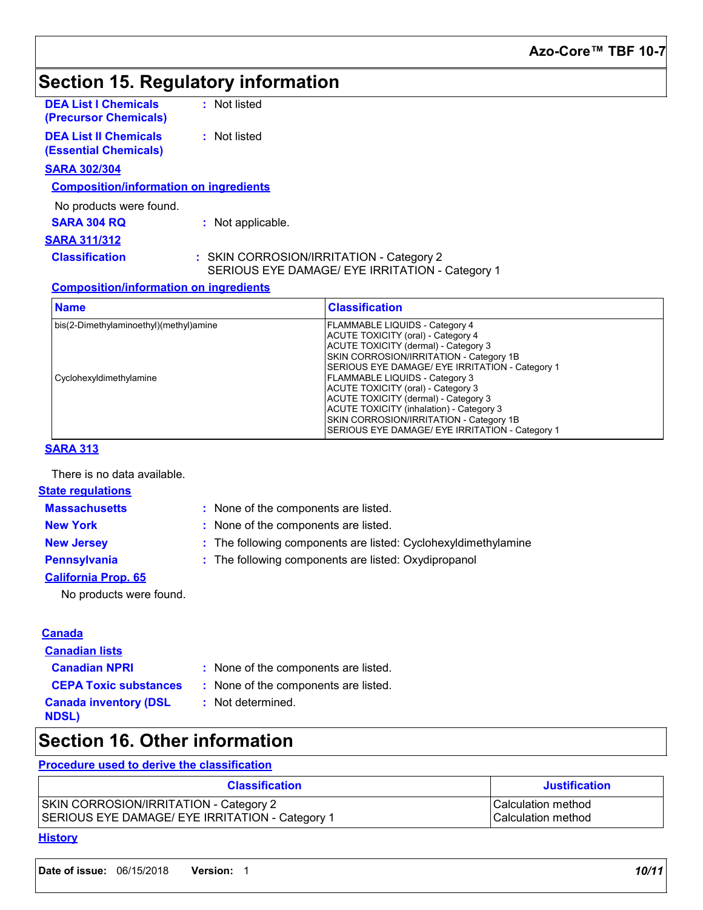# Section 15. Regulatory information

**DEA List I Chemicals (Precursor Chemicals)** : Not listed

**DEA List II Chemicals (Essential Chemicals)** : Not listed

**SARA 302/304**

**Composition/information on ingredients**

No products were found.

**SARA 304 RQ** : Not applicable.

**SARA 311/312**

**Classification** : SKIN CORROSION/IRRITATION - Category 2
SERIOUS EYE DAMAGE/ EYE IRRITATION - Category 1

**Composition/information on ingredients**

| Name | Classification |
|---|---|
| bis(2-Dimethylaminoethyl)(methyl)amine | FLAMMABLE LIQUIDS - Category 4<br>ACUTE TOXICITY (oral) - Category 4<br>ACUTE TOXICITY (dermal) - Category 3<br>SKIN CORROSION/IRRITATION - Category 1B<br>SERIOUS EYE DAMAGE/ EYE IRRITATION - Category 1 |
| Cyclohexyldimethylamine | FLAMMABLE LIQUIDS - Category 3<br>ACUTE TOXICITY (oral) - Category 3<br>ACUTE TOXICITY (dermal) - Category 3<br>ACUTE TOXICITY (inhalation) - Category 3<br>SKIN CORROSION/IRRITATION - Category 1B<br>SERIOUS EYE DAMAGE/ EYE IRRITATION - Category 1 |

**SARA 313**

There is no data available.

**State regulations**

**Massachusetts** : None of the components are listed.

**New York** : None of the components are listed.

**New Jersey** : The following components are listed: Cyclohexyldimethylamine

**Pennsylvania** : The following components are listed: Oxydipropanol

**California Prop. 65**

No products were found.

**Canada**

**Canadian lists**

**Canadian NPRI** : None of the components are listed.

**CEPA Toxic substances** : None of the components are listed.

**Canada inventory (DSL NDSL)** : Not determined.

# Section 16. Other information

**Procedure used to derive the classification**

| Classification | Justification |
|---|---|
| SKIN CORROSION/IRRITATION - Category 2<br>SERIOUS EYE DAMAGE/ EYE IRRITATION - Category 1 | Calculation method<br>Calculation method |

**History**

**Date of issue:** 06/15/2018 **Version:** 1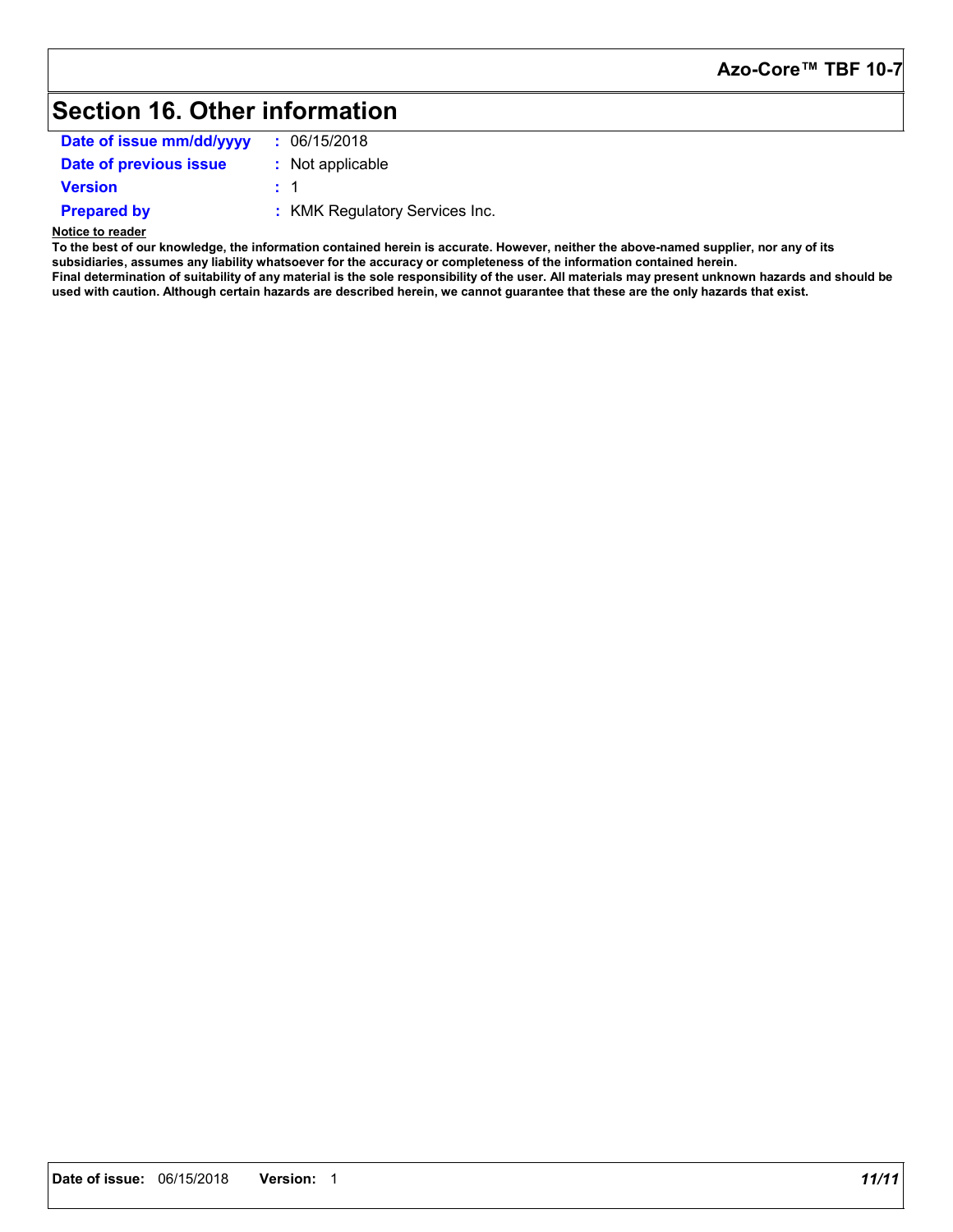# Section 16. Other information

**Date of issue mm/dd/yyyy** : 06/15/2018

**Date of previous issue** : Not applicable

**Version** : 1

**Prepared by** : KMK Regulatory Services Inc.

**Notice to reader**

**To the best of our knowledge, the information contained herein is accurate. However, neither the above-named supplier, nor any of its subsidiaries, assumes any liability whatsoever for the accuracy or completeness of the information contained herein.**

**Final determination of suitability of any material is the sole responsibility of the user. All materials may present unknown hazards and should be used with caution. Although certain hazards are described herein, we cannot guarantee that these are the only hazards that exist.**